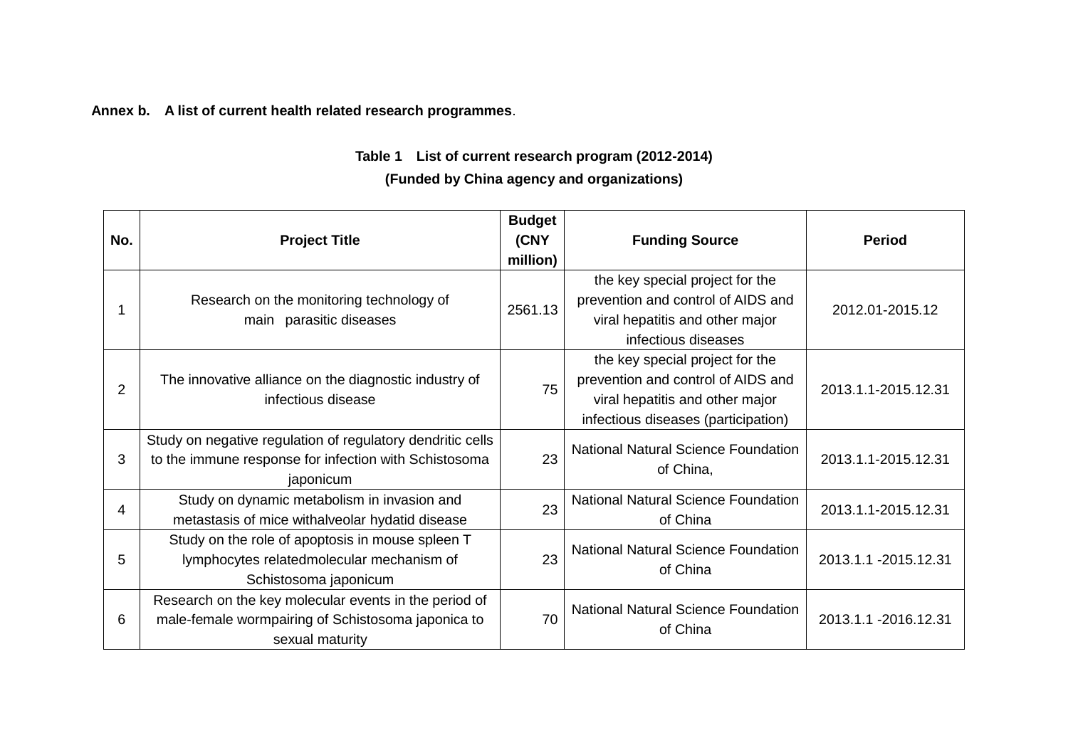**Annex b.　A list of current health related research programmes**.

**Table 1　List of current research program (2012-2014)**

**(Funded by China agency and organizations)**

| No. | Project Title | Budget (CNY million) | Funding Source | Period |
|---|---|---|---|---|
| 1 | Research on the monitoring technology of main　parasitic diseases | 2561.13 | the key special project for the prevention and control of AIDS and viral hepatitis and other major infectious diseases | 2012.01-2015.12 |
| 2 | The innovative alliance on the diagnostic industry of infectious disease | 75 | the key special project for the prevention and control of AIDS and viral hepatitis and other major infectious diseases (participation) | 2013.1.1-2015.12.31 |
| 3 | Study on negative regulation of regulatory dendritic cells to the immune response for infection with Schistosoma japonicum | 23 | National Natural Science Foundation of China, | 2013.1.1-2015.12.31 |
| 4 | Study on dynamic metabolism in invasion and metastasis of mice withalveolar hydatid disease | 23 | National Natural Science Foundation of China | 2013.1.1-2015.12.31 |
| 5 | Study on the role of apoptosis in mouse spleen T lymphocytes relatedmolecular mechanism of Schistosoma japonicum | 23 | National Natural Science Foundation of China | 2013.1.1 -2015.12.31 |
| 6 | Research on the key molecular events in the period of male-female wormpairing of Schistosoma japonica to sexual maturity | 70 | National Natural Science Foundation of China | 2013.1.1 -2016.12.31 |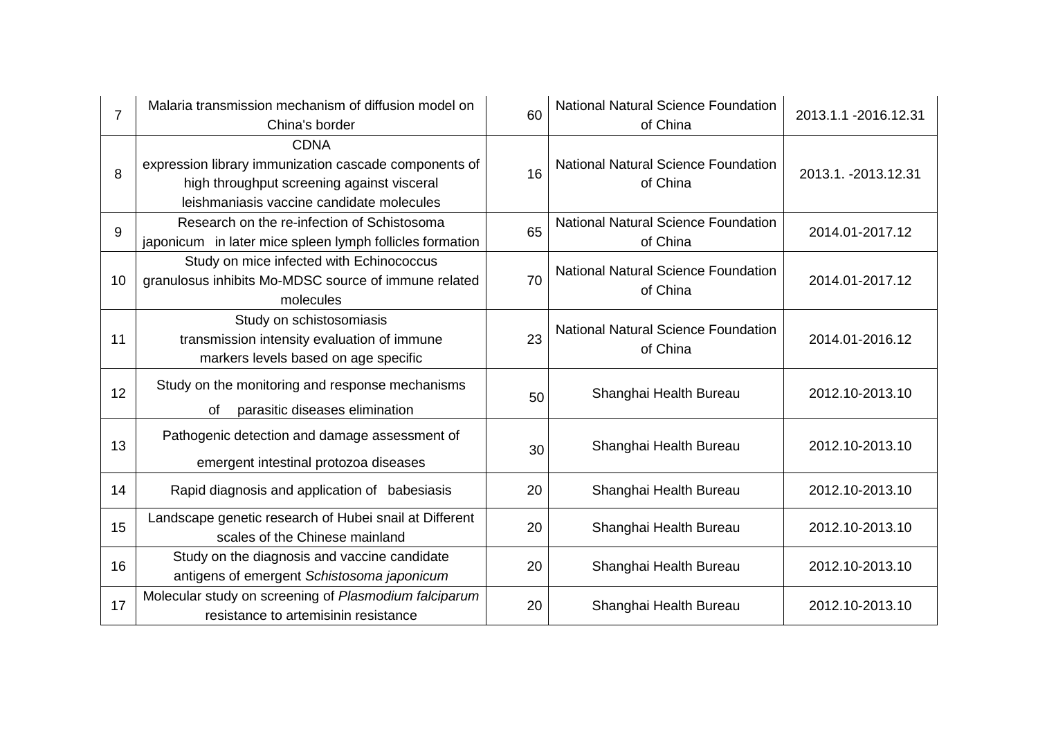| 7 | Malaria transmission mechanism of diffusion model on China's border | 60 | National Natural Science Foundation of China | 2013.1.1 -2016.12.31 |
|---|---|---|---|---|
| 8 | CDNA expression library immunization cascade components of high throughput screening against visceral leishmaniasis vaccine candidate molecules | 16 | National Natural Science Foundation of China | 2013.1. -2013.12.31 |
| 9 | Research on the re-infection of Schistosoma japonicum in later mice spleen lymph follicles formation | 65 | National Natural Science Foundation of China | 2014.01-2017.12 |
| 10 | Study on mice infected with Echinococcus granulosus inhibits Mo-MDSC source of immune related molecules | 70 | National Natural Science Foundation of China | 2014.01-2017.12 |
| 11 | Study on schistosomiasis transmission intensity evaluation of immune markers levels based on age specific | 23 | National Natural Science Foundation of China | 2014.01-2016.12 |
| 12 | Study on the monitoring and response mechanisms of parasitic diseases elimination | 50 | Shanghai Health Bureau | 2012.10-2013.10 |
| 13 | Pathogenic detection and damage assessment of emergent intestinal protozoa diseases | 30 | Shanghai Health Bureau | 2012.10-2013.10 |
| 14 | Rapid diagnosis and application of babesiasis | 20 | Shanghai Health Bureau | 2012.10-2013.10 |
| 15 | Landscape genetic research of Hubei snail at Different scales of the Chinese mainland | 20 | Shanghai Health Bureau | 2012.10-2013.10 |
| 16 | Study on the diagnosis and vaccine candidate antigens of emergent *Schistosoma japonicum* | 20 | Shanghai Health Bureau | 2012.10-2013.10 |
| 17 | Molecular study on screening of *Plasmodium falciparum* resistance to artemisinin resistance | 20 | Shanghai Health Bureau | 2012.10-2013.10 |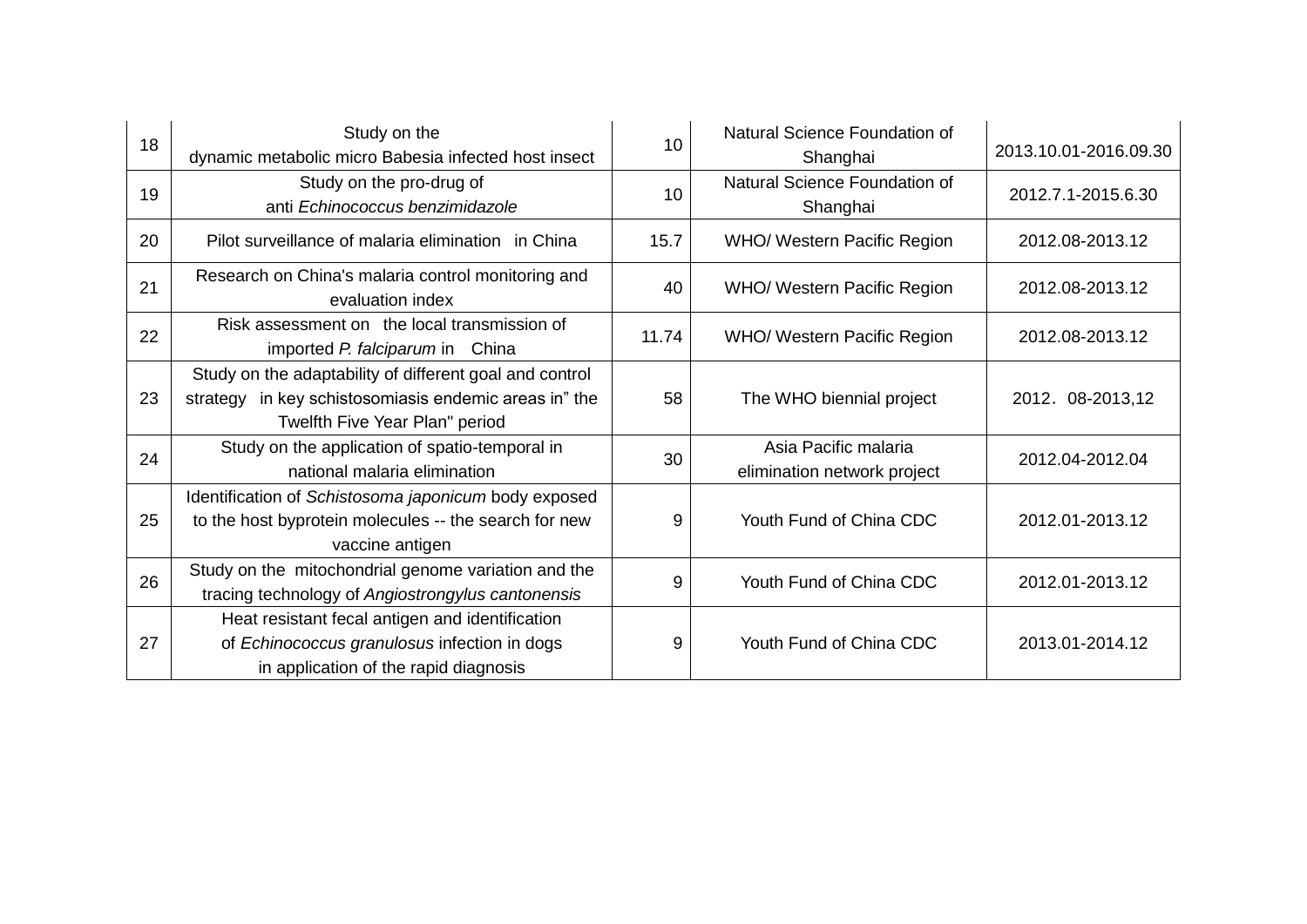| 18 | Study on the dynamic metabolic micro Babesia infected host insect | 10 | Natural Science Foundation of Shanghai | 2013.10.01-2016.09.30 |
|---|---|---|---|---|
| 19 | Study on the pro-drug of anti *Echinococcus benzimidazole* | 10 | Natural Science Foundation of Shanghai | 2012.7.1-2015.6.30 |
| 20 | Pilot surveillance of malaria elimination in China | 15.7 | WHO/ Western Pacific Region | 2012.08-2013.12 |
| 21 | Research on China's malaria control monitoring and evaluation index | 40 | WHO/ Western Pacific Region | 2012.08-2013.12 |
| 22 | Risk assessment on the local transmission of imported *P. falciparum* in China | 11.74 | WHO/ Western Pacific Region | 2012.08-2013.12 |
| 23 | Study on the adaptability of different goal and control strategy in key schistosomiasis endemic areas in" the Twelfth Five Year Plan" period | 58 | The WHO biennial project | 2012．08-2013,12 |
| 24 | Study on the application of spatio-temporal in national malaria elimination | 30 | Asia Pacific malaria elimination network project | 2012.04-2012.04 |
| 25 | Identification of *Schistosoma japonicum* body exposed to the host byprotein molecules -- the search for new vaccine antigen | 9 | Youth Fund of China CDC | 2012.01-2013.12 |
| 26 | Study on the mitochondrial genome variation and the tracing technology of *Angiostrongylus cantonensis* | 9 | Youth Fund of China CDC | 2012.01-2013.12 |
| 27 | Heat resistant fecal antigen and identification of *Echinococcus granulosus* infection in dogs in application of the rapid diagnosis | 9 | Youth Fund of China CDC | 2013.01-2014.12 |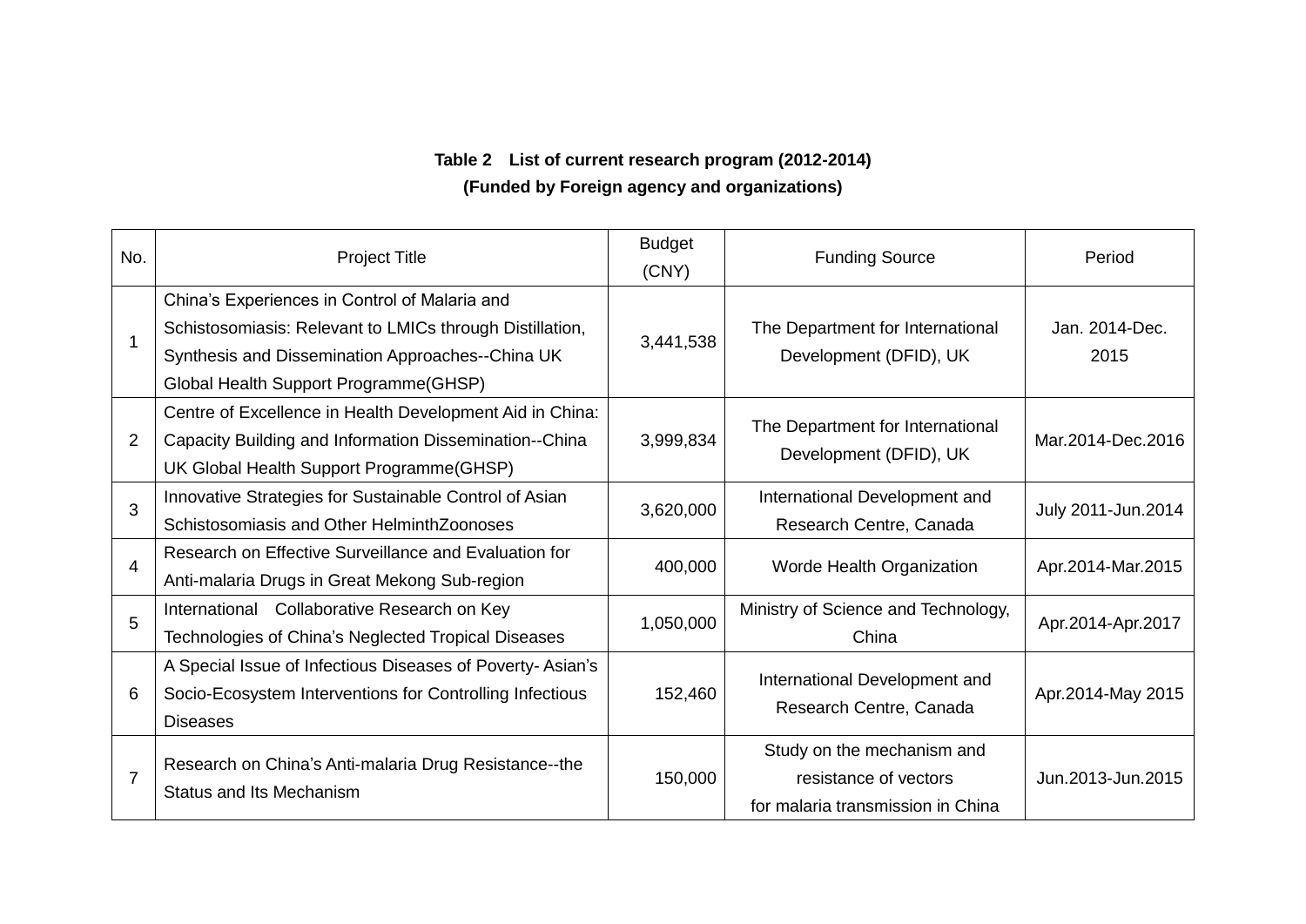**Table 2　List of current research program (2012-2014)**

**(Funded by Foreign agency and organizations)**

| No. | Project Title | Budget (CNY) | Funding Source | Period |
|---|---|---|---|---|
| 1 | China's Experiences in Control of Malaria and Schistosomiasis: Relevant to LMICs through Distillation, Synthesis and Dissemination Approaches--China UK Global Health Support Programme(GHSP) | 3,441,538 | The Department for International Development (DFID), UK | Jan. 2014-Dec. 2015 |
| 2 | Centre of Excellence in Health Development Aid in China: Capacity Building and Information Dissemination--China UK Global Health Support Programme(GHSP) | 3,999,834 | The Department for International Development (DFID), UK | Mar.2014-Dec.2016 |
| 3 | Innovative Strategies for Sustainable Control of Asian Schistosomiasis and Other HelminthZoonoses | 3,620,000 | International Development and Research Centre, Canada | July 2011-Jun.2014 |
| 4 | Research on Effective Surveillance and Evaluation for Anti-malaria Drugs in Great Mekong Sub-region | 400,000 | Worde Health Organization | Apr.2014-Mar.2015 |
| 5 | International　Collaborative Research on Key Technologies of China's Neglected Tropical Diseases | 1,050,000 | Ministry of Science and Technology, China | Apr.2014-Apr.2017 |
| 6 | A Special Issue of Infectious Diseases of Poverty- Asian's Socio-Ecosystem Interventions for Controlling Infectious Diseases | 152,460 | International Development and Research Centre, Canada | Apr.2014-May 2015 |
| 7 | Research on China's Anti-malaria Drug Resistance--the Status and Its Mechanism | 150,000 | Study on the mechanism and resistance of vectors for malaria transmission in China | Jun.2013-Jun.2015 |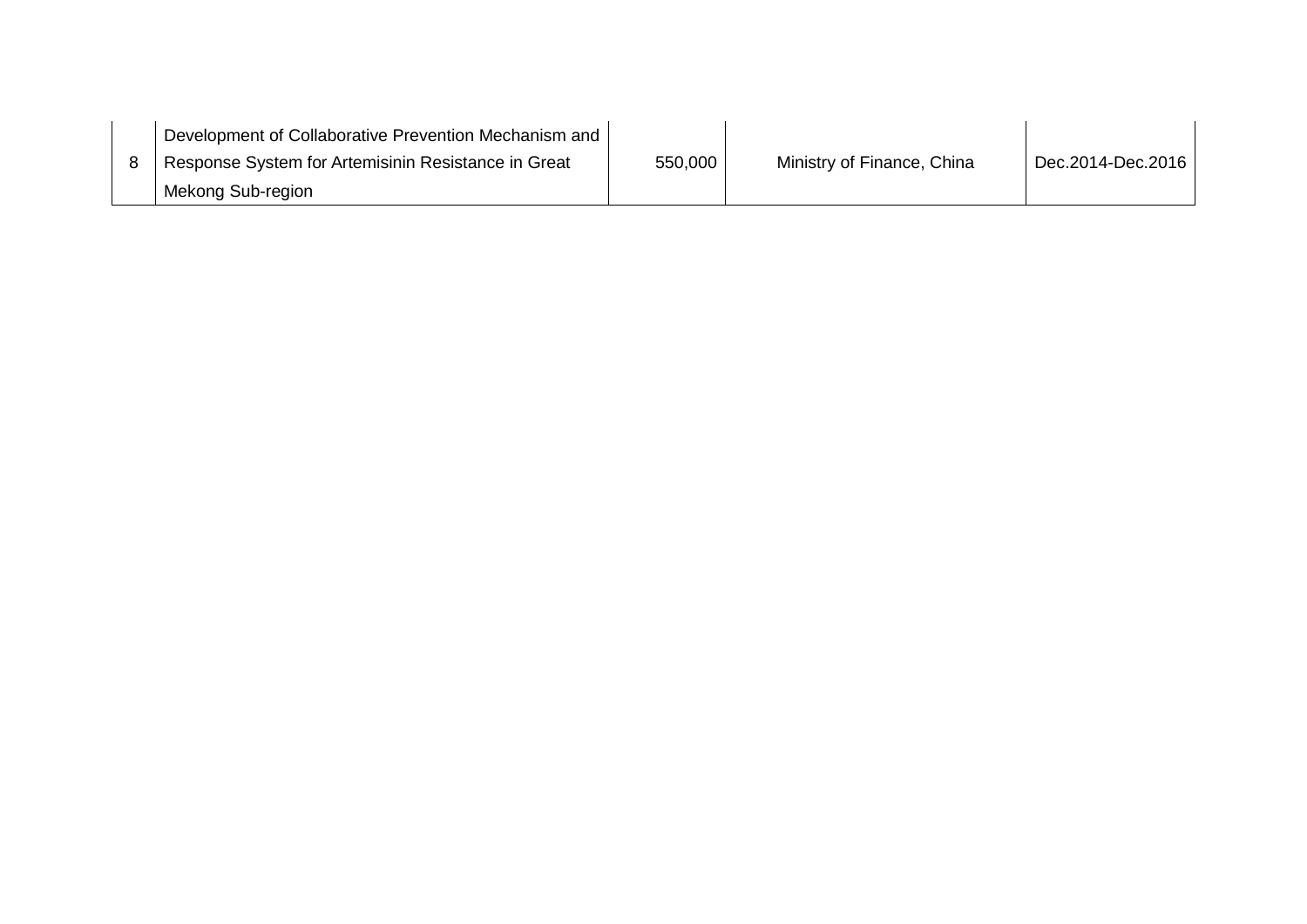| | | | | |
|---|---|---|---|---|
| 8 | Development of Collaborative Prevention Mechanism and Response System for Artemisinin Resistance in Great Mekong Sub-region | 550,000 | Ministry of Finance, China | Dec.2014-Dec.2016 |